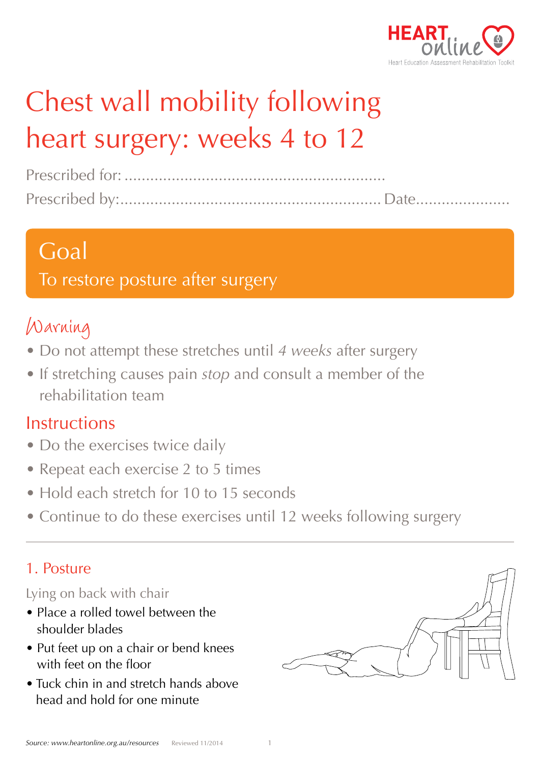# Chest wall mobility following heart surgery: weeks 4 to 12

Prescribed for: ............................................................

Prescribed by:............................................................ Date.....................

## Goal

To restore posture after surgery

## Warning

- Do not attempt these stretches until *4 weeks* after surgery
- If stretching causes pain *stop* and consult a member of the rehabilitation team

## Instructions

- Do the exercises twice daily
- Repeat each exercise 2 to 5 times
- Hold each stretch for 10 to 15 seconds
- Continue to do these exercises until 12 weeks following surgery

---

### 1. Posture

Lying on back with chair

- Place a rolled towel between the shoulder blades
- Put feet up on a chair or bend knees with feet on the floor
- Tuck chin in and stretch hands above head and hold for one minute

*Source: www.heartonline.org.au/resources* Reviewed 11/2014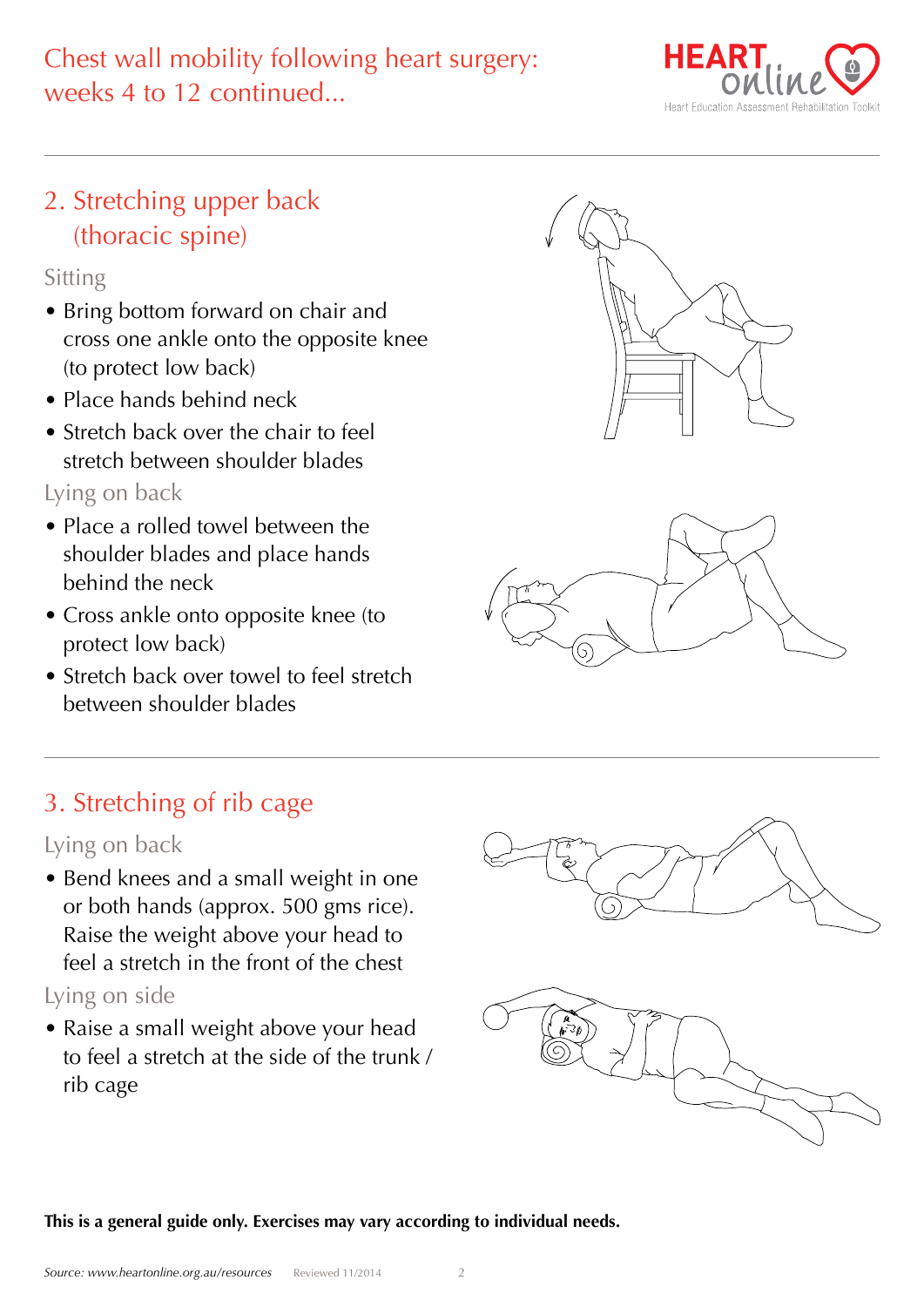# Chest wall mobility following heart surgery: weeks 4 to 12 continued...

## 2. Stretching upper back (thoracic spine)

### Sitting

- Bring bottom forward on chair and cross one ankle onto the opposite knee (to protect low back)
- Place hands behind neck
- Stretch back over the chair to feel stretch between shoulder blades

### Lying on back

- Place a rolled towel between the shoulder blades and place hands behind the neck
- Cross ankle onto opposite knee (to protect low back)
- Stretch back over towel to feel stretch between shoulder blades

## 3. Stretching of rib cage

### Lying on back

- Bend knees and a small weight in one or both hands (approx. 500 gms rice). Raise the weight above your head to feel a stretch in the front of the chest

### Lying on side

- Raise a small weight above your head to feel a stretch at the side of the trunk / rib cage

**This is a general guide only. Exercises may vary according to individual needs.**

*Source: www.heartonline.org.au/resources* Reviewed 11/2014